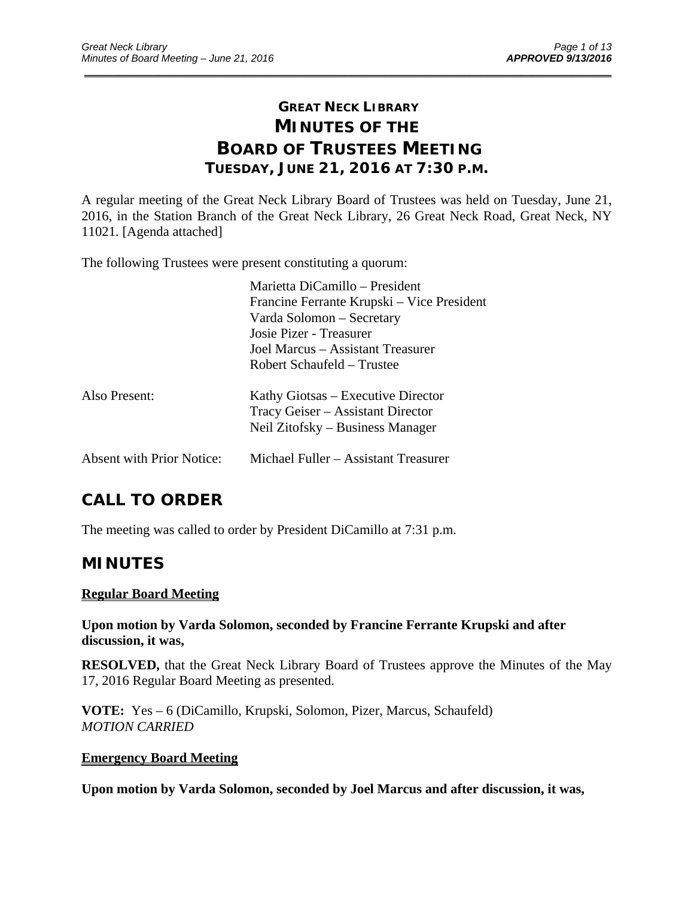# GREAT NECK LIBRARY
# MINUTES OF THE
# BOARD OF TRUSTEES MEETING
### TUESDAY, JUNE 21, 2016 AT 7:30 P.M.

A regular meeting of the Great Neck Library Board of Trustees was held on Tuesday, June 21, 2016, in the Station Branch of the Great Neck Library, 26 Great Neck Road, Great Neck, NY 11021. [Agenda attached]

The following Trustees were present constituting a quorum:

| | |
|---|---|
| | Marietta DiCamillo – President |
| | Francine Ferrante Krupski – Vice President |
| | Varda Solomon – Secretary |
| | Josie Pizer - Treasurer |
| | Joel Marcus – Assistant Treasurer |
| | Robert Schaufeld – Trustee |
| Also Present: | Kathy Giotsas – Executive Director |
| | Tracy Geiser – Assistant Director |
| | Neil Zitofsky – Business Manager |
| Absent with Prior Notice: | Michael Fuller – Assistant Treasurer |

## CALL TO ORDER

The meeting was called to order by President DiCamillo at 7:31 p.m.

## MINUTES

**Regular Board Meeting**

**Upon motion by Varda Solomon, seconded by Francine Ferrante Krupski and after discussion, it was,**

**RESOLVED,** that the Great Neck Library Board of Trustees approve the Minutes of the May 17, 2016 Regular Board Meeting as presented.

**VOTE:** Yes – 6 (DiCamillo, Krupski, Solomon, Pizer, Marcus, Schaufeld)
*MOTION CARRIED*

**Emergency Board Meeting**

**Upon motion by Varda Solomon, seconded by Joel Marcus and after discussion, it was,**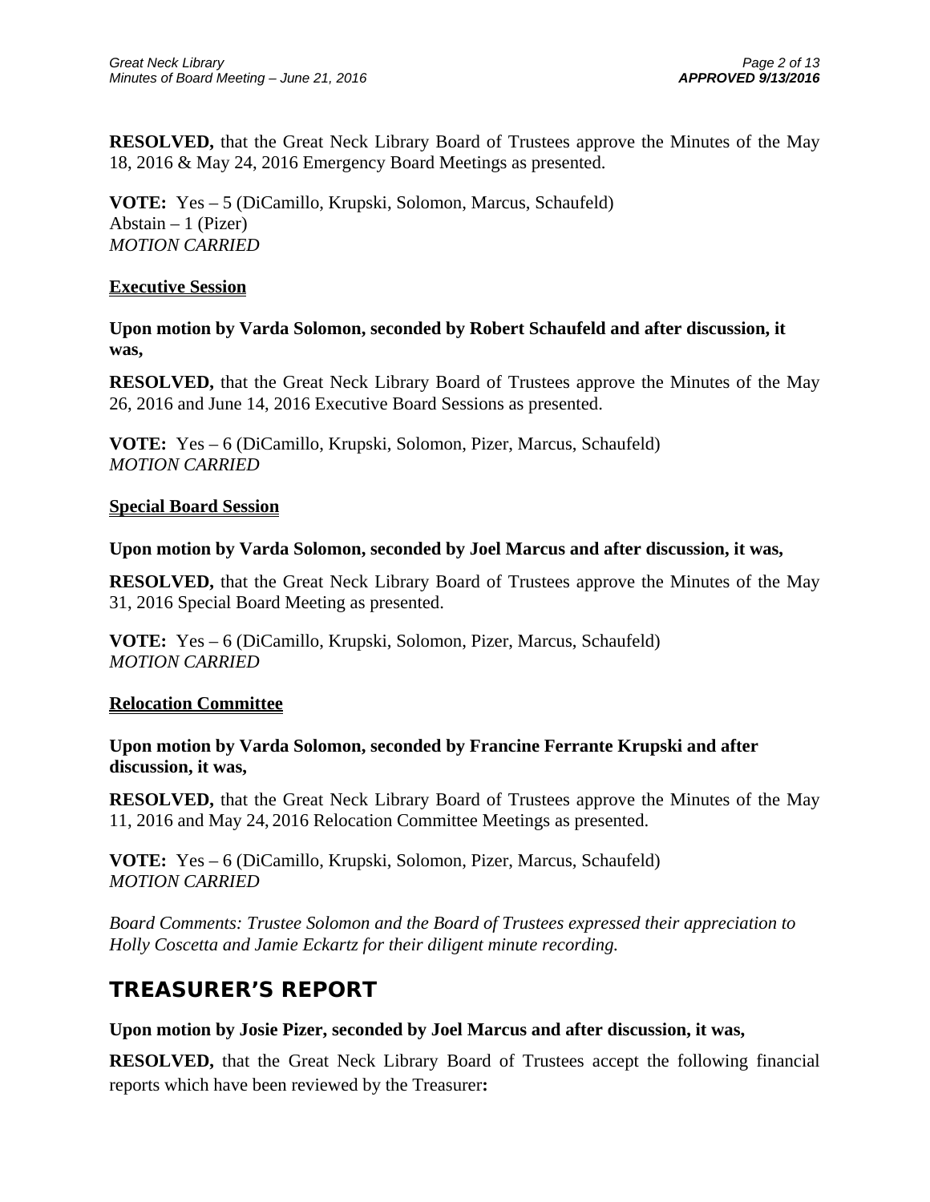**RESOLVED,** that the Great Neck Library Board of Trustees approve the Minutes of the May 18, 2016 & May 24, 2016 Emergency Board Meetings as presented.

**VOTE:** Yes – 5 (DiCamillo, Krupski, Solomon, Marcus, Schaufeld)
Abstain – 1 (Pizer)
*MOTION CARRIED*

**Executive Session**

**Upon motion by Varda Solomon, seconded by Robert Schaufeld and after discussion, it was,**

**RESOLVED,** that the Great Neck Library Board of Trustees approve the Minutes of the May 26, 2016 and June 14, 2016 Executive Board Sessions as presented.

**VOTE:** Yes – 6 (DiCamillo, Krupski, Solomon, Pizer, Marcus, Schaufeld)
*MOTION CARRIED*

**Special Board Session**

**Upon motion by Varda Solomon, seconded by Joel Marcus and after discussion, it was,**

**RESOLVED,** that the Great Neck Library Board of Trustees approve the Minutes of the May 31, 2016 Special Board Meeting as presented.

**VOTE:** Yes – 6 (DiCamillo, Krupski, Solomon, Pizer, Marcus, Schaufeld)
*MOTION CARRIED*

**Relocation Committee**

**Upon motion by Varda Solomon, seconded by Francine Ferrante Krupski and after discussion, it was,**

**RESOLVED,** that the Great Neck Library Board of Trustees approve the Minutes of the May 11, 2016 and May 24, 2016 Relocation Committee Meetings as presented.

**VOTE:** Yes – 6 (DiCamillo, Krupski, Solomon, Pizer, Marcus, Schaufeld)
*MOTION CARRIED*

*Board Comments: Trustee Solomon and the Board of Trustees expressed their appreciation to Holly Coscetta and Jamie Eckartz for their diligent minute recording.*

## TREASURER'S REPORT

**Upon motion by Josie Pizer, seconded by Joel Marcus and after discussion, it was,**

**RESOLVED,** that the Great Neck Library Board of Trustees accept the following financial reports which have been reviewed by the Treasurer**:**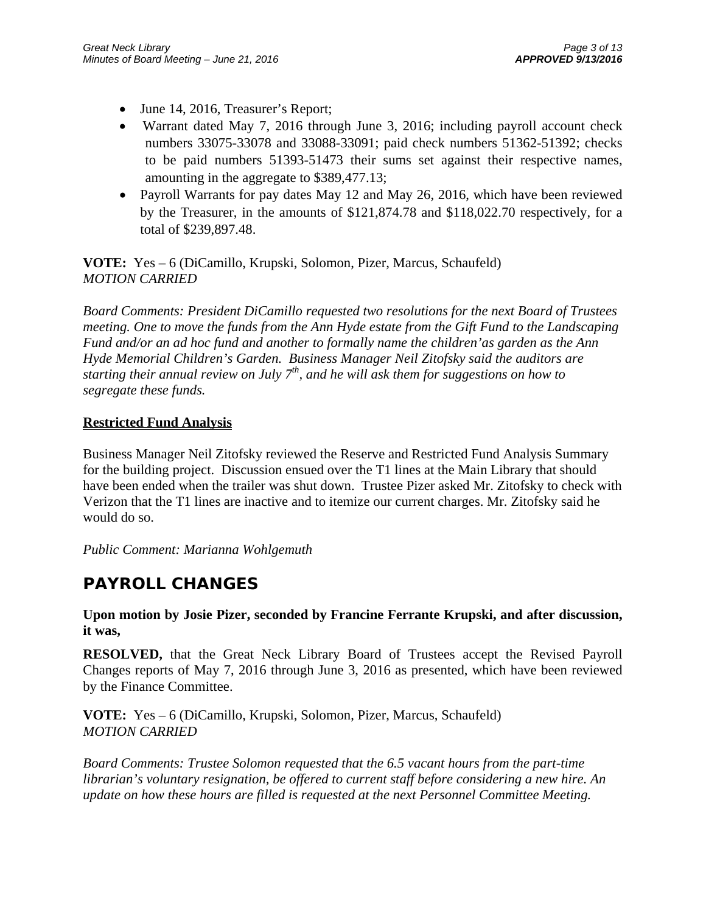- June 14, 2016, Treasurer's Report;
- Warrant dated May 7, 2016 through June 3, 2016; including payroll account check numbers 33075-33078 and 33088-33091; paid check numbers 51362-51392; checks to be paid numbers 51393-51473 their sums set against their respective names, amounting in the aggregate to $389,477.13;
- Payroll Warrants for pay dates May 12 and May 26, 2016, which have been reviewed by the Treasurer, in the amounts of $121,874.78 and $118,022.70 respectively, for a total of $239,897.48.

**VOTE:** Yes – 6 (DiCamillo, Krupski, Solomon, Pizer, Marcus, Schaufeld)
*MOTION CARRIED*

*Board Comments: President DiCamillo requested two resolutions for the next Board of Trustees meeting. One to move the funds from the Ann Hyde estate from the Gift Fund to the Landscaping Fund and/or an ad hoc fund and another to formally name the children'as garden as the Ann Hyde Memorial Children's Garden. Business Manager Neil Zitofsky said the auditors are starting their annual review on July 7th, and he will ask them for suggestions on how to segregate these funds.*

**Restricted Fund Analysis**

Business Manager Neil Zitofsky reviewed the Reserve and Restricted Fund Analysis Summary for the building project. Discussion ensued over the T1 lines at the Main Library that should have been ended when the trailer was shut down. Trustee Pizer asked Mr. Zitofsky to check with Verizon that the T1 lines are inactive and to itemize our current charges. Mr. Zitofsky said he would do so.

*Public Comment: Marianna Wohlgemuth*

## PAYROLL CHANGES

**Upon motion by Josie Pizer, seconded by Francine Ferrante Krupski, and after discussion, it was,**

**RESOLVED,** that the Great Neck Library Board of Trustees accept the Revised Payroll Changes reports of May 7, 2016 through June 3, 2016 as presented, which have been reviewed by the Finance Committee.

**VOTE:** Yes – 6 (DiCamillo, Krupski, Solomon, Pizer, Marcus, Schaufeld)
*MOTION CARRIED*

*Board Comments: Trustee Solomon requested that the 6.5 vacant hours from the part-time librarian's voluntary resignation, be offered to current staff before considering a new hire. An update on how these hours are filled is requested at the next Personnel Committee Meeting.*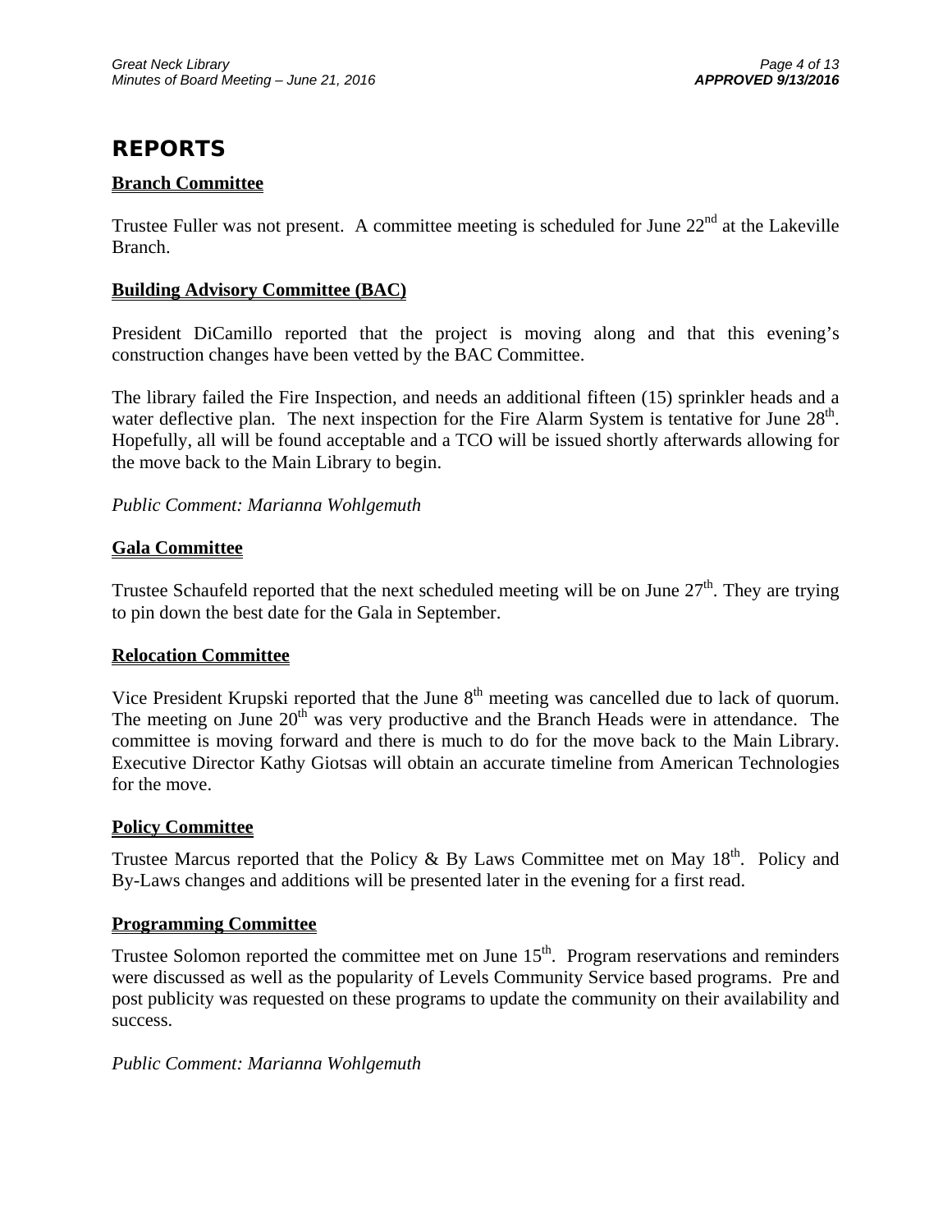# REPORTS

## Branch Committee

Trustee Fuller was not present. A committee meeting is scheduled for June 22nd at the Lakeville Branch.

## Building Advisory Committee (BAC)

President DiCamillo reported that the project is moving along and that this evening's construction changes have been vetted by the BAC Committee.

The library failed the Fire Inspection, and needs an additional fifteen (15) sprinkler heads and a water deflective plan. The next inspection for the Fire Alarm System is tentative for June 28th. Hopefully, all will be found acceptable and a TCO will be issued shortly afterwards allowing for the move back to the Main Library to begin.

*Public Comment: Marianna Wohlgemuth*

## Gala Committee

Trustee Schaufeld reported that the next scheduled meeting will be on June 27th. They are trying to pin down the best date for the Gala in September.

## Relocation Committee

Vice President Krupski reported that the June 8th meeting was cancelled due to lack of quorum. The meeting on June 20th was very productive and the Branch Heads were in attendance. The committee is moving forward and there is much to do for the move back to the Main Library. Executive Director Kathy Giotsas will obtain an accurate timeline from American Technologies for the move.

## Policy Committee

Trustee Marcus reported that the Policy & By Laws Committee met on May 18th. Policy and By-Laws changes and additions will be presented later in the evening for a first read.

## Programming Committee

Trustee Solomon reported the committee met on June 15th. Program reservations and reminders were discussed as well as the popularity of Levels Community Service based programs. Pre and post publicity was requested on these programs to update the community on their availability and success.

*Public Comment: Marianna Wohlgemuth*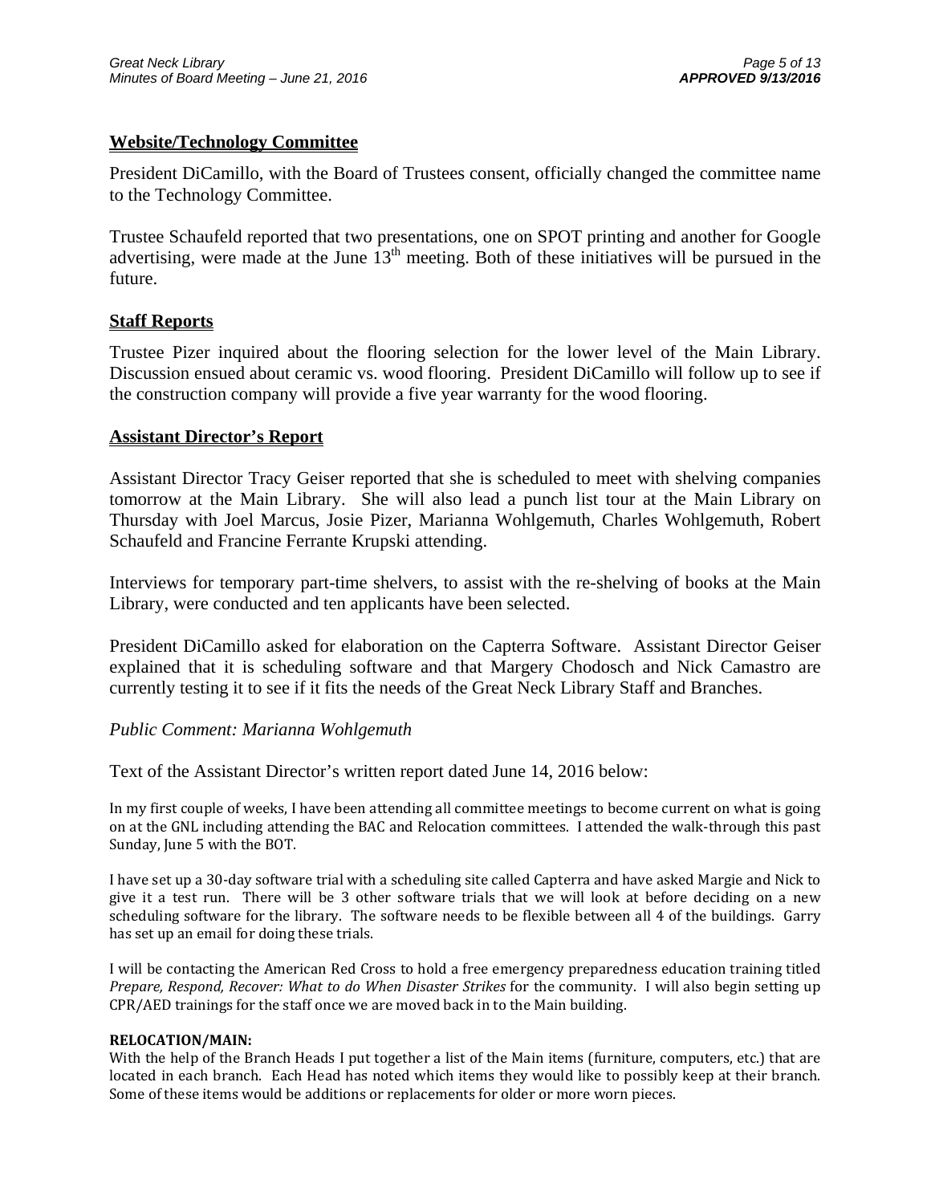## Website/Technology Committee

President DiCamillo, with the Board of Trustees consent, officially changed the committee name to the Technology Committee.

Trustee Schaufeld reported that two presentations, one on SPOT printing and another for Google advertising, were made at the June 13th meeting. Both of these initiatives will be pursued in the future.

## Staff Reports

Trustee Pizer inquired about the flooring selection for the lower level of the Main Library. Discussion ensued about ceramic vs. wood flooring. President DiCamillo will follow up to see if the construction company will provide a five year warranty for the wood flooring.

## Assistant Director's Report

Assistant Director Tracy Geiser reported that she is scheduled to meet with shelving companies tomorrow at the Main Library. She will also lead a punch list tour at the Main Library on Thursday with Joel Marcus, Josie Pizer, Marianna Wohlgemuth, Charles Wohlgemuth, Robert Schaufeld and Francine Ferrante Krupski attending.

Interviews for temporary part-time shelvers, to assist with the re-shelving of books at the Main Library, were conducted and ten applicants have been selected.

President DiCamillo asked for elaboration on the Capterra Software. Assistant Director Geiser explained that it is scheduling software and that Margery Chodosch and Nick Camastro are currently testing it to see if it fits the needs of the Great Neck Library Staff and Branches.

*Public Comment: Marianna Wohlgemuth*

Text of the Assistant Director's written report dated June 14, 2016 below:

In my first couple of weeks, I have been attending all committee meetings to become current on what is going on at the GNL including attending the BAC and Relocation committees. I attended the walk-through this past Sunday, June 5 with the BOT.

I have set up a 30-day software trial with a scheduling site called Capterra and have asked Margie and Nick to give it a test run. There will be 3 other software trials that we will look at before deciding on a new scheduling software for the library. The software needs to be flexible between all 4 of the buildings. Garry has set up an email for doing these trials.

I will be contacting the American Red Cross to hold a free emergency preparedness education training titled *Prepare, Respond, Recover: What to do When Disaster Strikes* for the community. I will also begin setting up CPR/AED trainings for the staff once we are moved back in to the Main building.

**RELOCATION/MAIN:**
With the help of the Branch Heads I put together a list of the Main items (furniture, computers, etc.) that are located in each branch. Each Head has noted which items they would like to possibly keep at their branch. Some of these items would be additions or replacements for older or more worn pieces.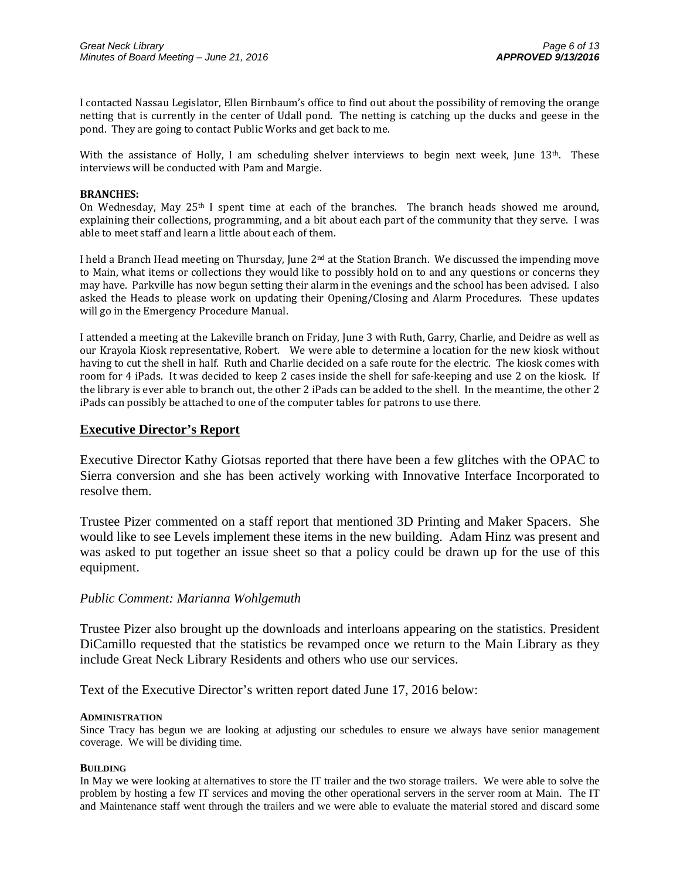I contacted Nassau Legislator, Ellen Birnbaum's office to find out about the possibility of removing the orange netting that is currently in the center of Udall pond. The netting is catching up the ducks and geese in the pond. They are going to contact Public Works and get back to me.

With the assistance of Holly, I am scheduling shelver interviews to begin next week, June 13th. These interviews will be conducted with Pam and Margie.

**BRANCHES:**

On Wednesday, May 25th I spent time at each of the branches. The branch heads showed me around, explaining their collections, programming, and a bit about each part of the community that they serve. I was able to meet staff and learn a little about each of them.

I held a Branch Head meeting on Thursday, June 2nd at the Station Branch. We discussed the impending move to Main, what items or collections they would like to possibly hold on to and any questions or concerns they may have. Parkville has now begun setting their alarm in the evenings and the school has been advised. I also asked the Heads to please work on updating their Opening/Closing and Alarm Procedures. These updates will go in the Emergency Procedure Manual.

I attended a meeting at the Lakeville branch on Friday, June 3 with Ruth, Garry, Charlie, and Deidre as well as our Krayola Kiosk representative, Robert. We were able to determine a location for the new kiosk without having to cut the shell in half. Ruth and Charlie decided on a safe route for the electric. The kiosk comes with room for 4 iPads. It was decided to keep 2 cases inside the shell for safe-keeping and use 2 on the kiosk. If the library is ever able to branch out, the other 2 iPads can be added to the shell. In the meantime, the other 2 iPads can possibly be attached to one of the computer tables for patrons to use there.

## Executive Director's Report

Executive Director Kathy Giotsas reported that there have been a few glitches with the OPAC to Sierra conversion and she has been actively working with Innovative Interface Incorporated to resolve them.

Trustee Pizer commented on a staff report that mentioned 3D Printing and Maker Spacers. She would like to see Levels implement these items in the new building. Adam Hinz was present and was asked to put together an issue sheet so that a policy could be drawn up for the use of this equipment.

*Public Comment: Marianna Wohlgemuth*

Trustee Pizer also brought up the downloads and interloans appearing on the statistics. President DiCamillo requested that the statistics be revamped once we return to the Main Library as they include Great Neck Library Residents and others who use our services.

Text of the Executive Director's written report dated June 17, 2016 below:

**ADMINISTRATION**

Since Tracy has begun we are looking at adjusting our schedules to ensure we always have senior management coverage. We will be dividing time.

**BUILDING**

In May we were looking at alternatives to store the IT trailer and the two storage trailers. We were able to solve the problem by hosting a few IT services and moving the other operational servers in the server room at Main. The IT and Maintenance staff went through the trailers and we were able to evaluate the material stored and discard some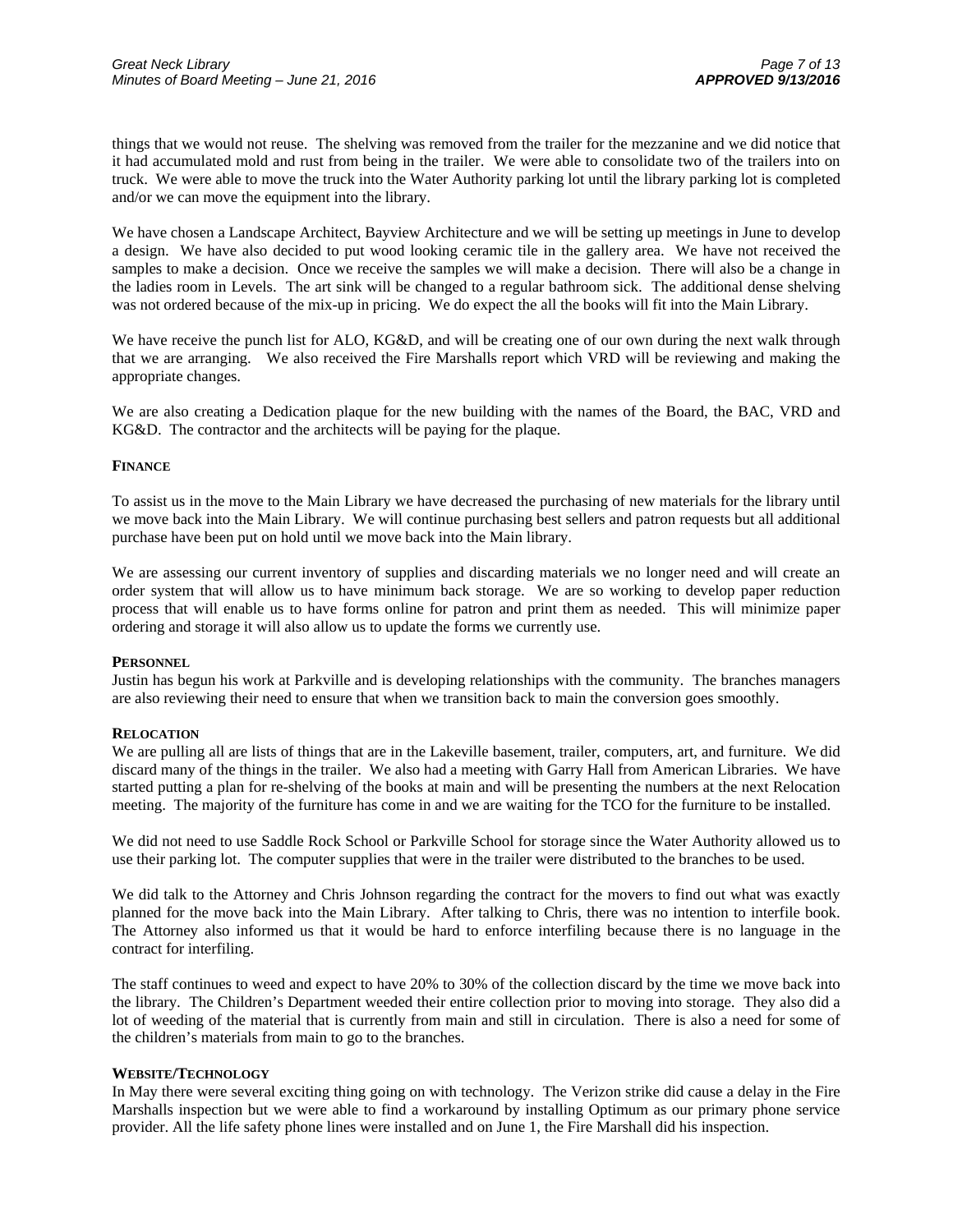things that we would not reuse. The shelving was removed from the trailer for the mezzanine and we did notice that it had accumulated mold and rust from being in the trailer. We were able to consolidate two of the trailers into on truck. We were able to move the truck into the Water Authority parking lot until the library parking lot is completed and/or we can move the equipment into the library.

We have chosen a Landscape Architect, Bayview Architecture and we will be setting up meetings in June to develop a design. We have also decided to put wood looking ceramic tile in the gallery area. We have not received the samples to make a decision. Once we receive the samples we will make a decision. There will also be a change in the ladies room in Levels. The art sink will be changed to a regular bathroom sick. The additional dense shelving was not ordered because of the mix-up in pricing. We do expect the all the books will fit into the Main Library.

We have receive the punch list for ALO, KG&D, and will be creating one of our own during the next walk through that we are arranging. We also received the Fire Marshalls report which VRD will be reviewing and making the appropriate changes.

We are also creating a Dedication plaque for the new building with the names of the Board, the BAC, VRD and KG&D. The contractor and the architects will be paying for the plaque.

**FINANCE**

To assist us in the move to the Main Library we have decreased the purchasing of new materials for the library until we move back into the Main Library. We will continue purchasing best sellers and patron requests but all additional purchase have been put on hold until we move back into the Main library.

We are assessing our current inventory of supplies and discarding materials we no longer need and will create an order system that will allow us to have minimum back storage. We are so working to develop paper reduction process that will enable us to have forms online for patron and print them as needed. This will minimize paper ordering and storage it will also allow us to update the forms we currently use.

**PERSONNEL**

Justin has begun his work at Parkville and is developing relationships with the community. The branches managers are also reviewing their need to ensure that when we transition back to main the conversion goes smoothly.

**RELOCATION**

We are pulling all are lists of things that are in the Lakeville basement, trailer, computers, art, and furniture. We did discard many of the things in the trailer. We also had a meeting with Garry Hall from American Libraries. We have started putting a plan for re-shelving of the books at main and will be presenting the numbers at the next Relocation meeting. The majority of the furniture has come in and we are waiting for the TCO for the furniture to be installed.

We did not need to use Saddle Rock School or Parkville School for storage since the Water Authority allowed us to use their parking lot. The computer supplies that were in the trailer were distributed to the branches to be used.

We did talk to the Attorney and Chris Johnson regarding the contract for the movers to find out what was exactly planned for the move back into the Main Library. After talking to Chris, there was no intention to interfile book. The Attorney also informed us that it would be hard to enforce interfiling because there is no language in the contract for interfiling.

The staff continues to weed and expect to have 20% to 30% of the collection discard by the time we move back into the library. The Children's Department weeded their entire collection prior to moving into storage. They also did a lot of weeding of the material that is currently from main and still in circulation. There is also a need for some of the children's materials from main to go to the branches.

**WEBSITE/TECHNOLOGY**

In May there were several exciting thing going on with technology. The Verizon strike did cause a delay in the Fire Marshalls inspection but we were able to find a workaround by installing Optimum as our primary phone service provider. All the life safety phone lines were installed and on June 1, the Fire Marshall did his inspection.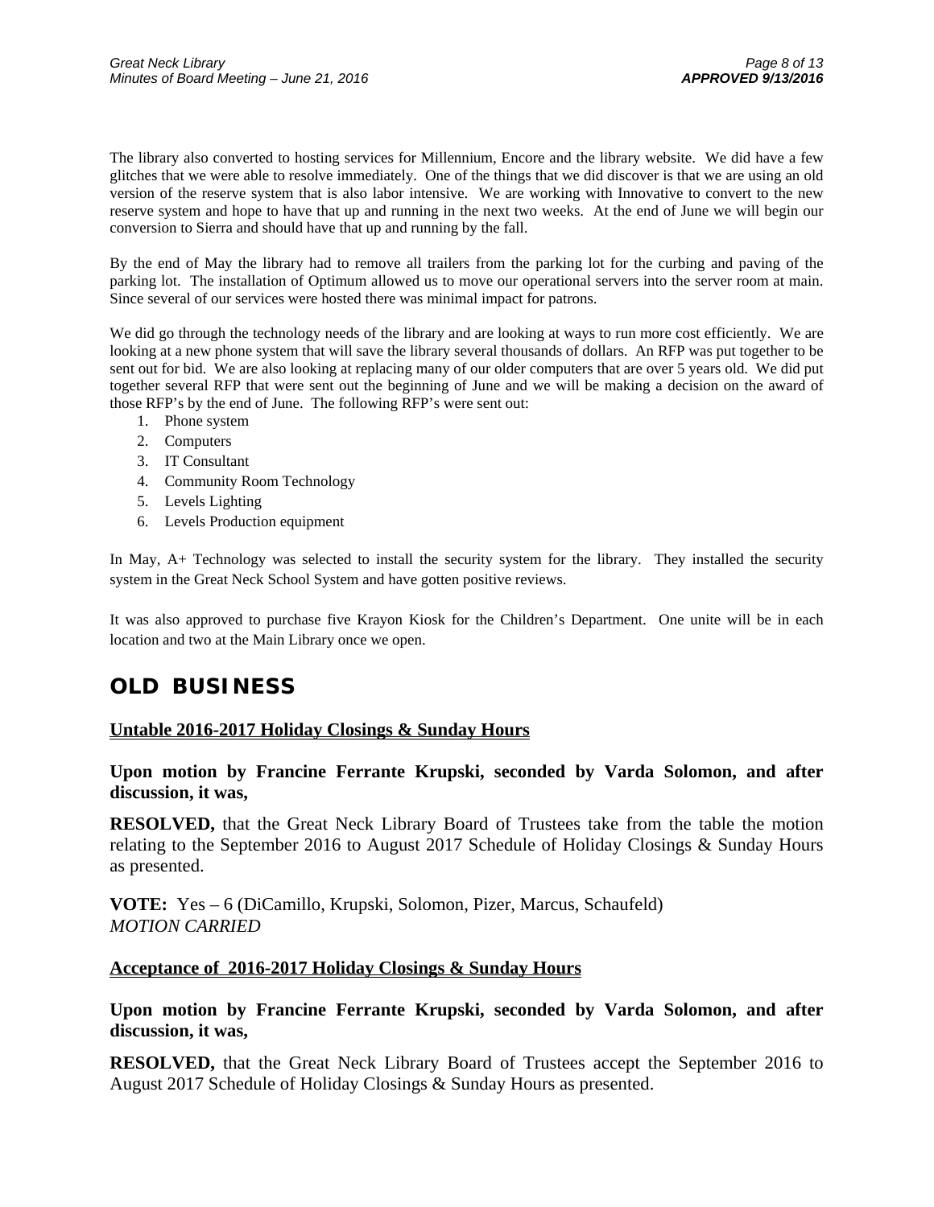The library also converted to hosting services for Millennium, Encore and the library website. We did have a few glitches that we were able to resolve immediately. One of the things that we did discover is that we are using an old version of the reserve system that is also labor intensive. We are working with Innovative to convert to the new reserve system and hope to have that up and running in the next two weeks. At the end of June we will begin our conversion to Sierra and should have that up and running by the fall.

By the end of May the library had to remove all trailers from the parking lot for the curbing and paving of the parking lot. The installation of Optimum allowed us to move our operational servers into the server room at main. Since several of our services were hosted there was minimal impact for patrons.

We did go through the technology needs of the library and are looking at ways to run more cost efficiently. We are looking at a new phone system that will save the library several thousands of dollars. An RFP was put together to be sent out for bid. We are also looking at replacing many of our older computers that are over 5 years old. We did put together several RFP that were sent out the beginning of June and we will be making a decision on the award of those RFP's by the end of June. The following RFP's were sent out:

1. Phone system
2. Computers
3. IT Consultant
4. Community Room Technology
5. Levels Lighting
6. Levels Production equipment

In May, A+ Technology was selected to install the security system for the library. They installed the security system in the Great Neck School System and have gotten positive reviews.

It was also approved to purchase five Krayon Kiosk for the Children's Department. One unite will be in each location and two at the Main Library once we open.

## OLD BUSINESS

**Untable 2016-2017 Holiday Closings & Sunday Hours**

**Upon motion by Francine Ferrante Krupski, seconded by Varda Solomon, and after discussion, it was,**

**RESOLVED,** that the Great Neck Library Board of Trustees take from the table the motion relating to the September 2016 to August 2017 Schedule of Holiday Closings & Sunday Hours as presented.

**VOTE:** Yes – 6 (DiCamillo, Krupski, Solomon, Pizer, Marcus, Schaufeld)
*MOTION CARRIED*

**Acceptance of 2016-2017 Holiday Closings & Sunday Hours**

**Upon motion by Francine Ferrante Krupski, seconded by Varda Solomon, and after discussion, it was,**

**RESOLVED,** that the Great Neck Library Board of Trustees accept the September 2016 to August 2017 Schedule of Holiday Closings & Sunday Hours as presented.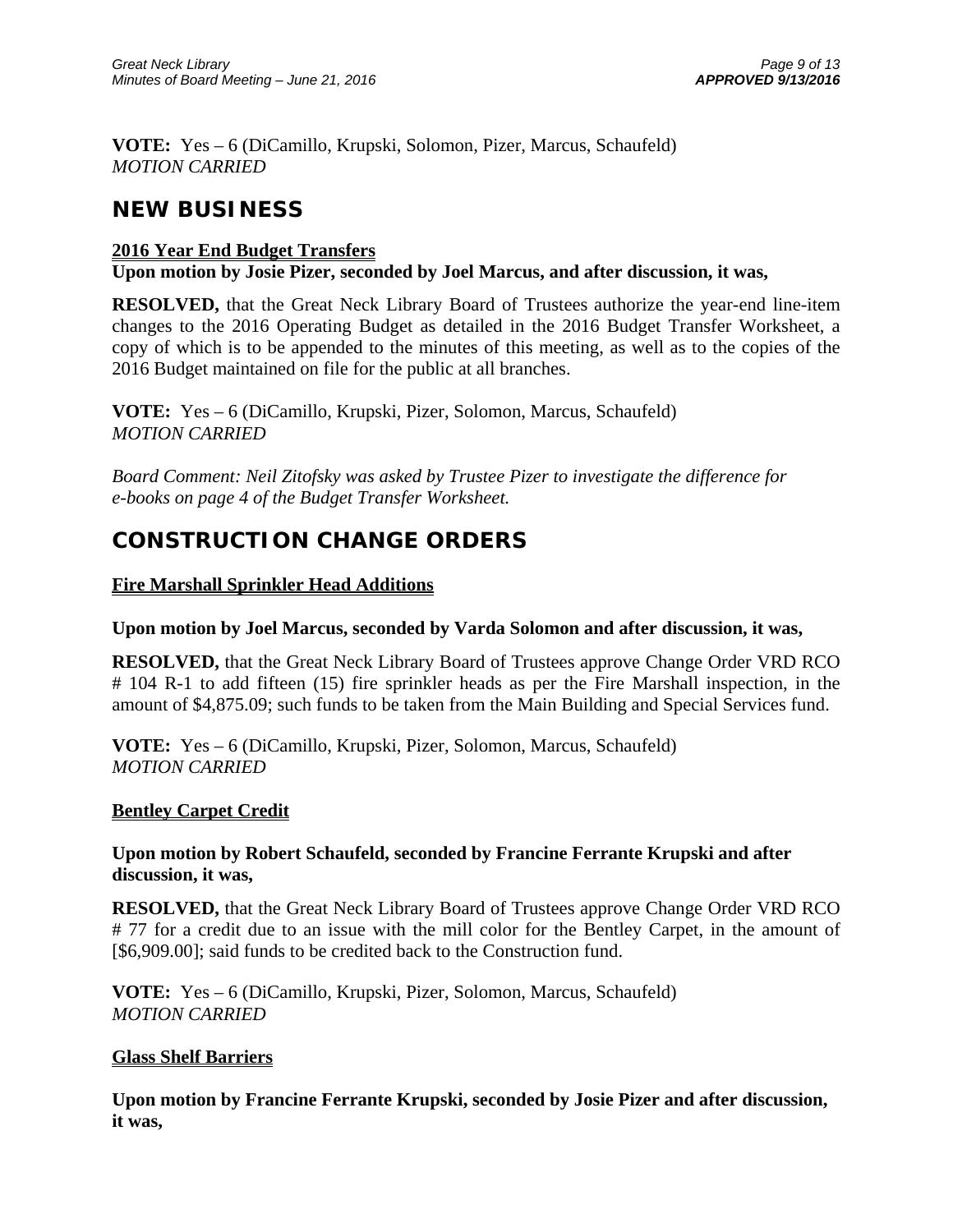**VOTE:** Yes – 6 (DiCamillo, Krupski, Solomon, Pizer, Marcus, Schaufeld)
*MOTION CARRIED*

## NEW BUSINESS

**2016 Year End Budget Transfers**
**Upon motion by Josie Pizer, seconded by Joel Marcus, and after discussion, it was,**

**RESOLVED,** that the Great Neck Library Board of Trustees authorize the year-end line-item changes to the 2016 Operating Budget as detailed in the 2016 Budget Transfer Worksheet, a copy of which is to be appended to the minutes of this meeting, as well as to the copies of the 2016 Budget maintained on file for the public at all branches.

**VOTE:** Yes – 6 (DiCamillo, Krupski, Pizer, Solomon, Marcus, Schaufeld)
*MOTION CARRIED*

*Board Comment: Neil Zitofsky was asked by Trustee Pizer to investigate the difference for e-books on page 4 of the Budget Transfer Worksheet.*

## CONSTRUCTION CHANGE ORDERS

**Fire Marshall Sprinkler Head Additions**

**Upon motion by Joel Marcus, seconded by Varda Solomon and after discussion, it was,**

**RESOLVED,** that the Great Neck Library Board of Trustees approve Change Order VRD RCO # 104 R-1 to add fifteen (15) fire sprinkler heads as per the Fire Marshall inspection, in the amount of $4,875.09; such funds to be taken from the Main Building and Special Services fund.

**VOTE:** Yes – 6 (DiCamillo, Krupski, Pizer, Solomon, Marcus, Schaufeld)
*MOTION CARRIED*

**Bentley Carpet Credit**

**Upon motion by Robert Schaufeld, seconded by Francine Ferrante Krupski and after discussion, it was,**

**RESOLVED,** that the Great Neck Library Board of Trustees approve Change Order VRD RCO # 77 for a credit due to an issue with the mill color for the Bentley Carpet, in the amount of [$6,909.00]; said funds to be credited back to the Construction fund.

**VOTE:** Yes – 6 (DiCamillo, Krupski, Pizer, Solomon, Marcus, Schaufeld)
*MOTION CARRIED*

**Glass Shelf Barriers**

**Upon motion by Francine Ferrante Krupski, seconded by Josie Pizer and after discussion, it was,**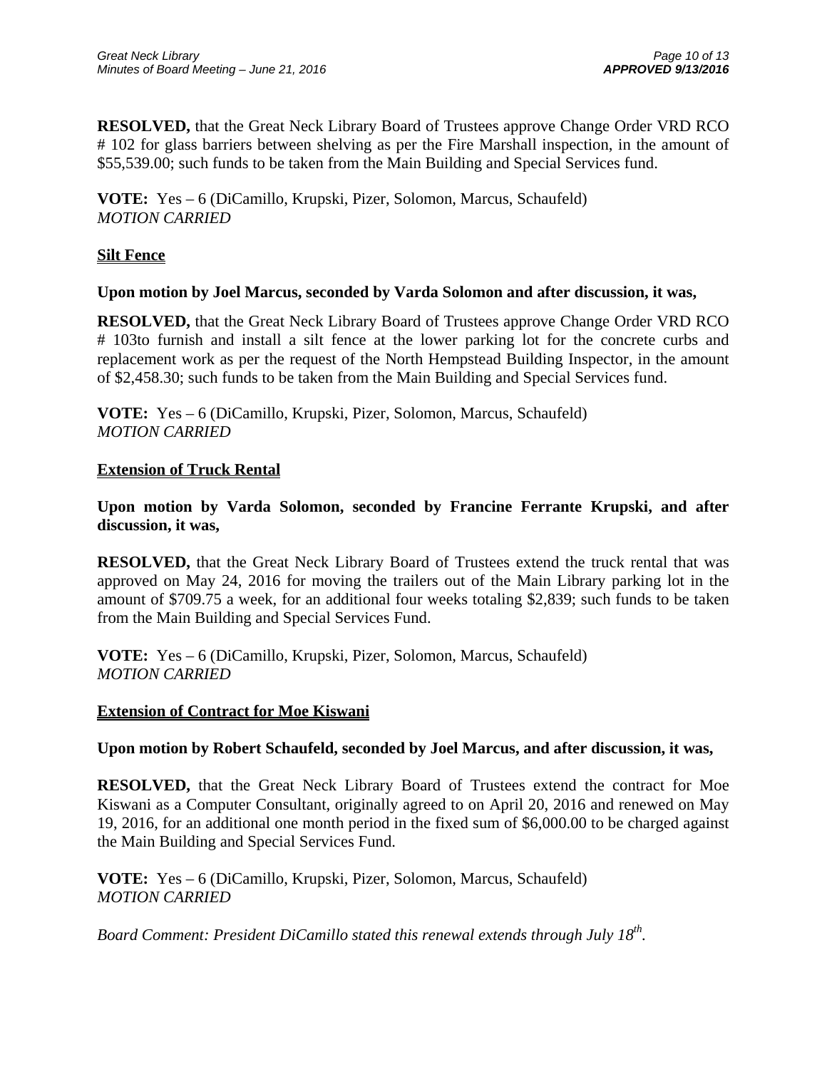**RESOLVED,** that the Great Neck Library Board of Trustees approve Change Order VRD RCO # 102 for glass barriers between shelving as per the Fire Marshall inspection, in the amount of $55,539.00; such funds to be taken from the Main Building and Special Services fund.

**VOTE:** Yes – 6 (DiCamillo, Krupski, Pizer, Solomon, Marcus, Schaufeld)
*MOTION CARRIED*

**Silt Fence**

**Upon motion by Joel Marcus, seconded by Varda Solomon and after discussion, it was,**

**RESOLVED,** that the Great Neck Library Board of Trustees approve Change Order VRD RCO # 103to furnish and install a silt fence at the lower parking lot for the concrete curbs and replacement work as per the request of the North Hempstead Building Inspector, in the amount of $2,458.30; such funds to be taken from the Main Building and Special Services fund.

**VOTE:** Yes – 6 (DiCamillo, Krupski, Pizer, Solomon, Marcus, Schaufeld)
*MOTION CARRIED*

**Extension of Truck Rental**

**Upon motion by Varda Solomon, seconded by Francine Ferrante Krupski, and after discussion, it was,**

**RESOLVED,** that the Great Neck Library Board of Trustees extend the truck rental that was approved on May 24, 2016 for moving the trailers out of the Main Library parking lot in the amount of $709.75 a week, for an additional four weeks totaling $2,839; such funds to be taken from the Main Building and Special Services Fund.

**VOTE:** Yes – 6 (DiCamillo, Krupski, Pizer, Solomon, Marcus, Schaufeld)
*MOTION CARRIED*

**Extension of Contract for Moe Kiswani**

**Upon motion by Robert Schaufeld, seconded by Joel Marcus, and after discussion, it was,**

**RESOLVED,** that the Great Neck Library Board of Trustees extend the contract for Moe Kiswani as a Computer Consultant, originally agreed to on April 20, 2016 and renewed on May 19, 2016, for an additional one month period in the fixed sum of $6,000.00 to be charged against the Main Building and Special Services Fund.

**VOTE:** Yes – 6 (DiCamillo, Krupski, Pizer, Solomon, Marcus, Schaufeld)
*MOTION CARRIED*

*Board Comment: President DiCamillo stated this renewal extends through July 18th.*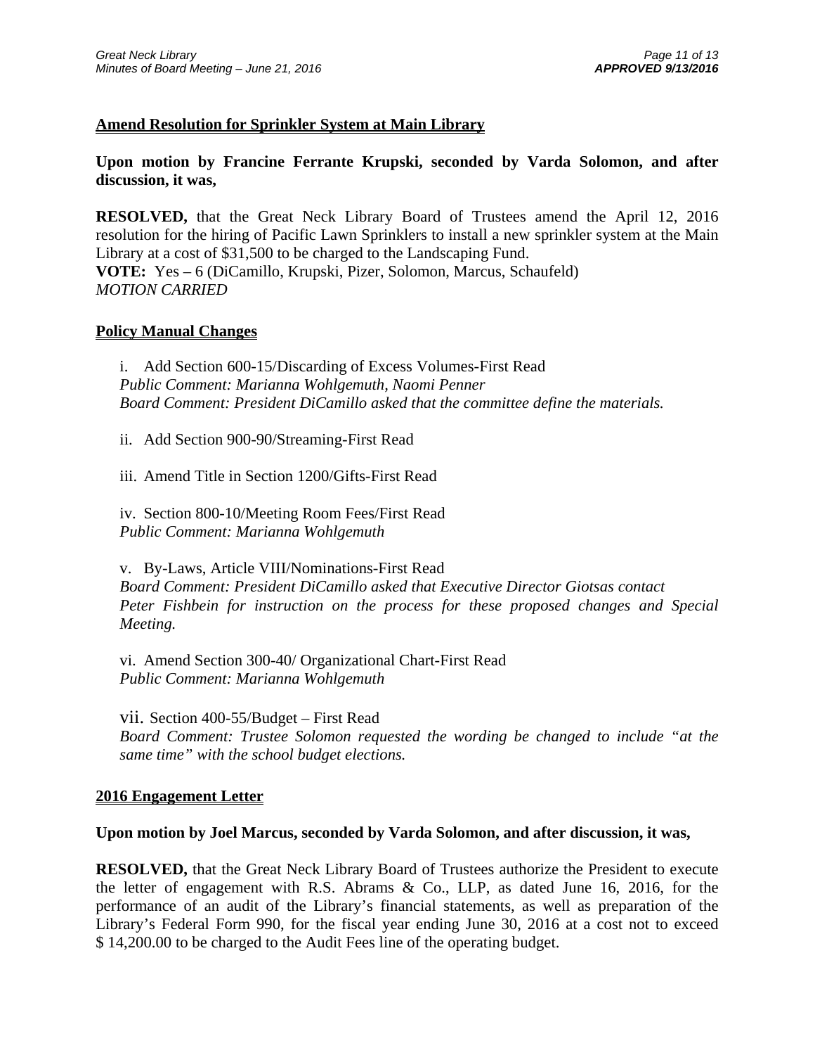## Amend Resolution for Sprinkler System at Main Library

**Upon motion by Francine Ferrante Krupski, seconded by Varda Solomon, and after discussion, it was,**

**RESOLVED,** that the Great Neck Library Board of Trustees amend the April 12, 2016 resolution for the hiring of Pacific Lawn Sprinklers to install a new sprinkler system at the Main Library at a cost of $31,500 to be charged to the Landscaping Fund.
**VOTE:** Yes – 6 (DiCamillo, Krupski, Pizer, Solomon, Marcus, Schaufeld)
*MOTION CARRIED*

## Policy Manual Changes

i. Add Section 600-15/Discarding of Excess Volumes-First Read
*Public Comment: Marianna Wohlgemuth, Naomi Penner*
*Board Comment: President DiCamillo asked that the committee define the materials.*

ii. Add Section 900-90/Streaming-First Read

iii. Amend Title in Section 1200/Gifts-First Read

iv. Section 800-10/Meeting Room Fees/First Read
*Public Comment: Marianna Wohlgemuth*

v. By-Laws, Article VIII/Nominations-First Read
*Board Comment: President DiCamillo asked that Executive Director Giotsas contact Peter Fishbein for instruction on the process for these proposed changes and Special Meeting.*

vi. Amend Section 300-40/ Organizational Chart-First Read
*Public Comment: Marianna Wohlgemuth*

vii. Section 400-55/Budget – First Read
*Board Comment: Trustee Solomon requested the wording be changed to include "at the same time" with the school budget elections.*

## 2016 Engagement Letter

**Upon motion by Joel Marcus, seconded by Varda Solomon, and after discussion, it was,**

**RESOLVED,** that the Great Neck Library Board of Trustees authorize the President to execute the letter of engagement with R.S. Abrams & Co., LLP, as dated June 16, 2016, for the performance of an audit of the Library's financial statements, as well as preparation of the Library's Federal Form 990, for the fiscal year ending June 30, 2016 at a cost not to exceed $ 14,200.00 to be charged to the Audit Fees line of the operating budget.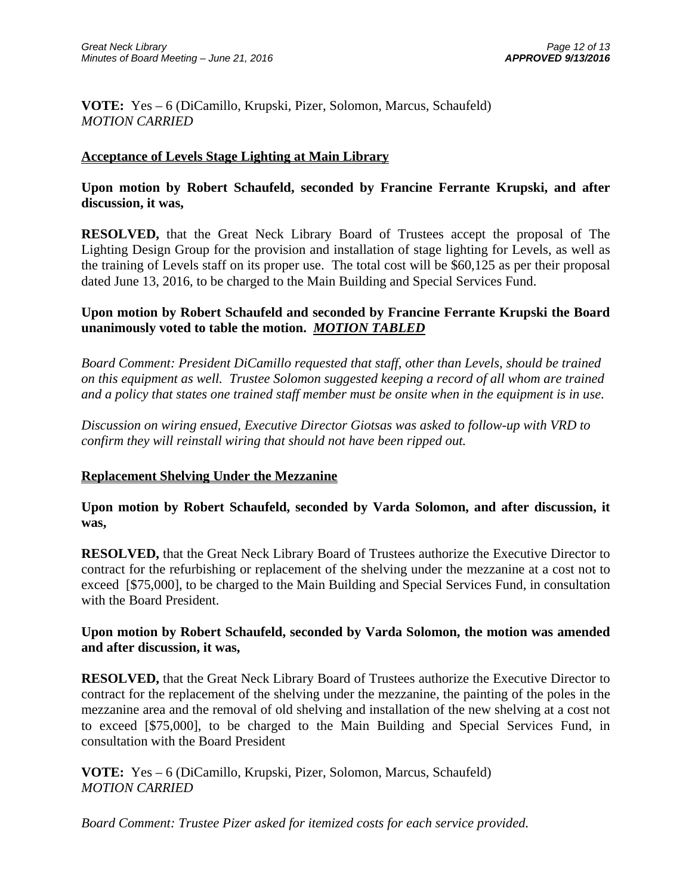**VOTE:** Yes – 6 (DiCamillo, Krupski, Pizer, Solomon, Marcus, Schaufeld)
*MOTION CARRIED*

## Acceptance of Levels Stage Lighting at Main Library

**Upon motion by Robert Schaufeld, seconded by Francine Ferrante Krupski, and after discussion, it was,**

**RESOLVED,** that the Great Neck Library Board of Trustees accept the proposal of The Lighting Design Group for the provision and installation of stage lighting for Levels, as well as the training of Levels staff on its proper use. The total cost will be $60,125 as per their proposal dated June 13, 2016, to be charged to the Main Building and Special Services Fund.

**Upon motion by Robert Schaufeld and seconded by Francine Ferrante Krupski the Board unanimously voted to table the motion. *MOTION TABLED***

*Board Comment: President DiCamillo requested that staff, other than Levels, should be trained on this equipment as well. Trustee Solomon suggested keeping a record of all whom are trained and a policy that states one trained staff member must be onsite when in the equipment is in use.*

*Discussion on wiring ensued, Executive Director Giotsas was asked to follow-up with VRD to confirm they will reinstall wiring that should not have been ripped out.*

## Replacement Shelving Under the Mezzanine

**Upon motion by Robert Schaufeld, seconded by Varda Solomon, and after discussion, it was,**

**RESOLVED,** that the Great Neck Library Board of Trustees authorize the Executive Director to contract for the refurbishing or replacement of the shelving under the mezzanine at a cost not to exceed [$75,000], to be charged to the Main Building and Special Services Fund, in consultation with the Board President.

**Upon motion by Robert Schaufeld, seconded by Varda Solomon, the motion was amended and after discussion, it was,**

**RESOLVED,** that the Great Neck Library Board of Trustees authorize the Executive Director to contract for the replacement of the shelving under the mezzanine, the painting of the poles in the mezzanine area and the removal of old shelving and installation of the new shelving at a cost not to exceed [$75,000], to be charged to the Main Building and Special Services Fund, in consultation with the Board President

**VOTE:** Yes – 6 (DiCamillo, Krupski, Pizer, Solomon, Marcus, Schaufeld)
*MOTION CARRIED*

*Board Comment: Trustee Pizer asked for itemized costs for each service provided.*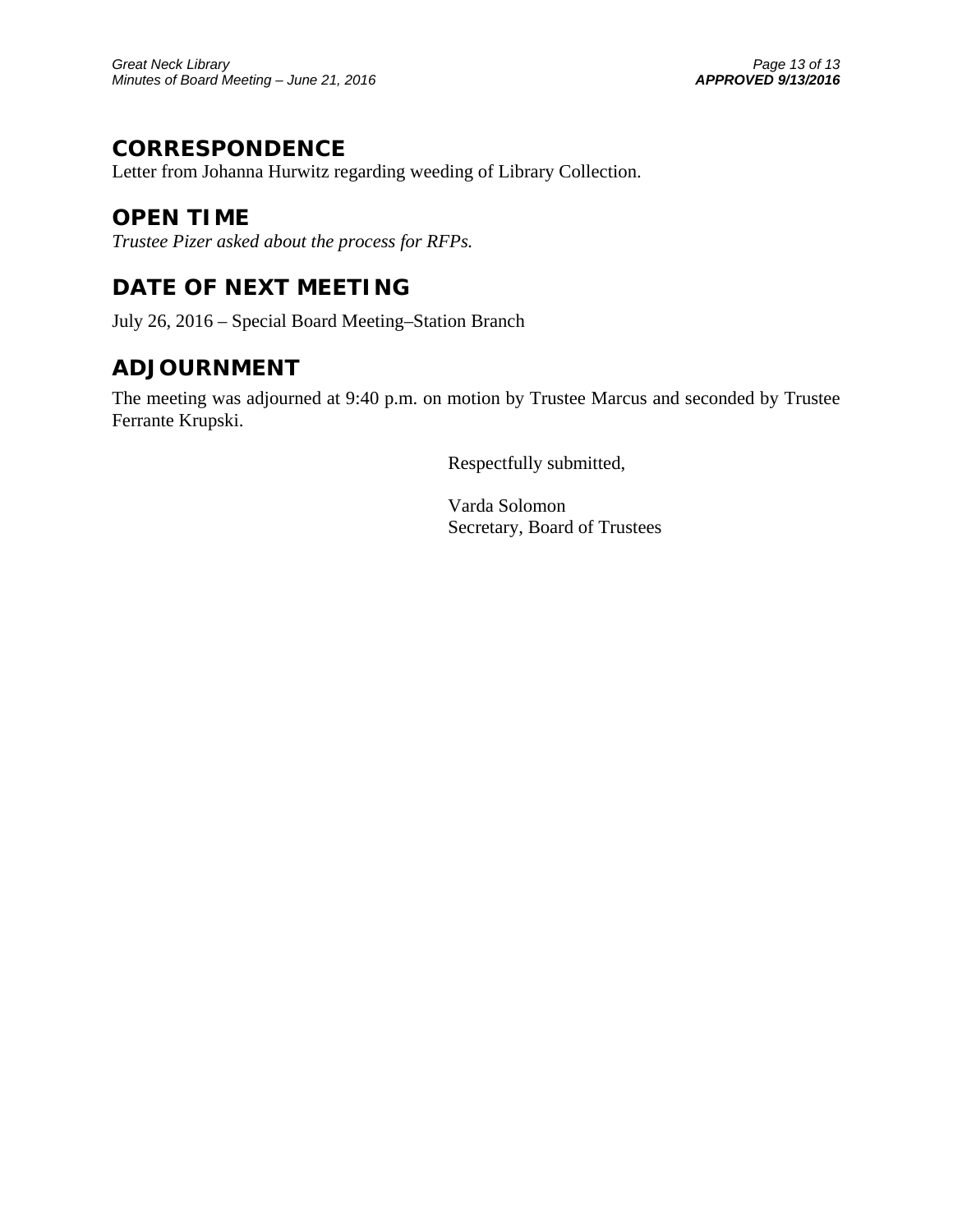## CORRESPONDENCE

Letter from Johanna Hurwitz regarding weeding of Library Collection.

## OPEN TIME

*Trustee Pizer asked about the process for RFPs.*

## DATE OF NEXT MEETING

July 26, 2016 – Special Board Meeting–Station Branch

## ADJOURNMENT

The meeting was adjourned at 9:40 p.m. on motion by Trustee Marcus and seconded by Trustee Ferrante Krupski.

Respectfully submitted,

Varda Solomon
Secretary, Board of Trustees